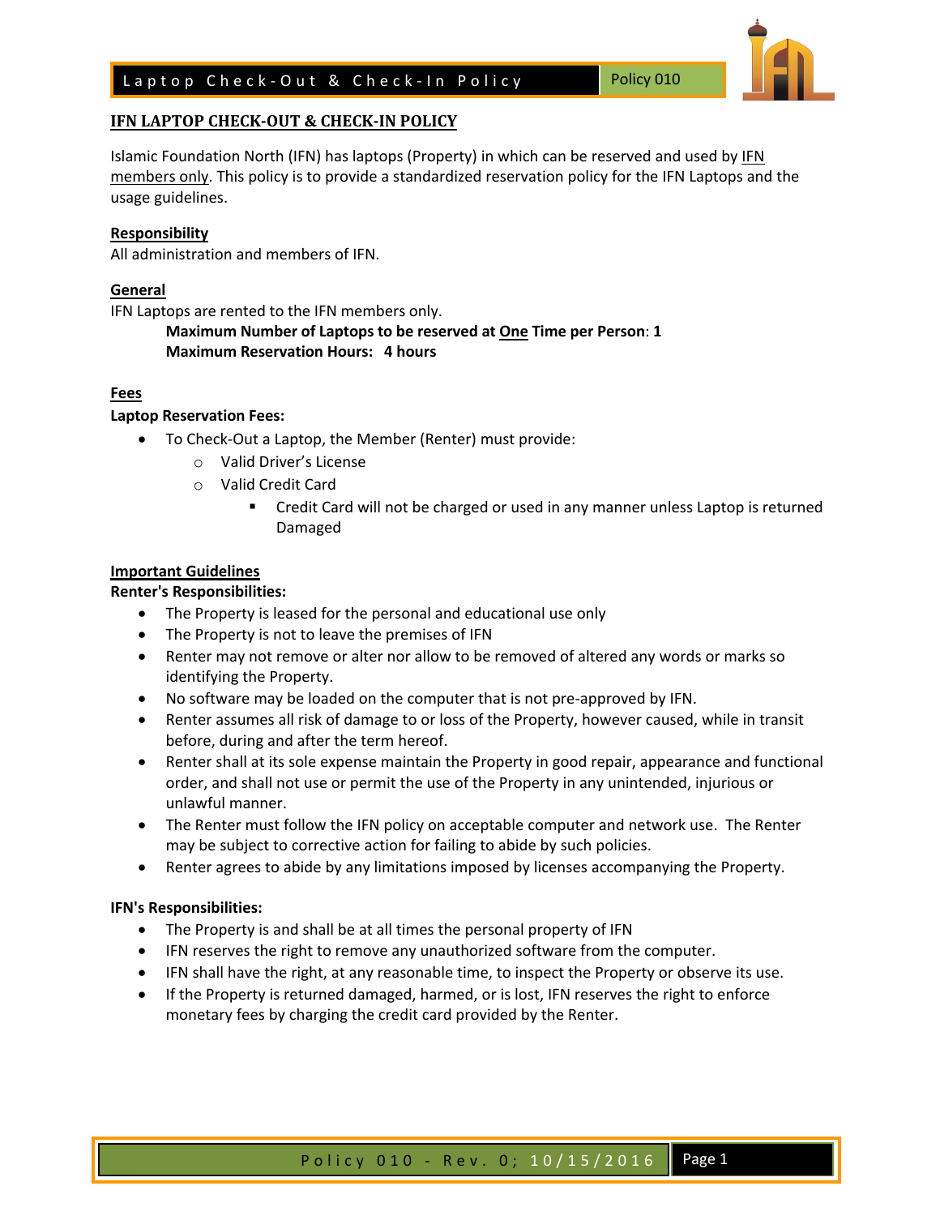# IFN LAPTOP CHECK-OUT & CHECK-IN POLICY

Islamic Foundation North (IFN) has laptops (Property) in which can be reserved and used by IFN members only. This policy is to provide a standardized reservation policy for the IFN Laptops and the usage guidelines.

## Responsibility

All administration and members of IFN.

## General

IFN Laptops are rented to the IFN members only.

**Maximum Number of Laptops to be reserved at One Time per Person: 1**
**Maximum Reservation Hours: 4 hours**

## Fees

**Laptop Reservation Fees:**

- To Check-Out a Laptop, the Member (Renter) must provide:
  - Valid Driver's License
  - Valid Credit Card
    - Credit Card will not be charged or used in any manner unless Laptop is returned Damaged

## Important Guidelines

**Renter's Responsibilities:**

- The Property is leased for the personal and educational use only
- The Property is not to leave the premises of IFN
- Renter may not remove or alter nor allow to be removed of altered any words or marks so identifying the Property.
- No software may be loaded on the computer that is not pre-approved by IFN.
- Renter assumes all risk of damage to or loss of the Property, however caused, while in transit before, during and after the term hereof.
- Renter shall at its sole expense maintain the Property in good repair, appearance and functional order, and shall not use or permit the use of the Property in any unintended, injurious or unlawful manner.
- The Renter must follow the IFN policy on acceptable computer and network use. The Renter may be subject to corrective action for failing to abide by such policies.
- Renter agrees to abide by any limitations imposed by licenses accompanying the Property.

**IFN's Responsibilities:**

- The Property is and shall be at all times the personal property of IFN
- IFN reserves the right to remove any unauthorized software from the computer.
- IFN shall have the right, at any reasonable time, to inspect the Property or observe its use.
- If the Property is returned damaged, harmed, or is lost, IFN reserves the right to enforce monetary fees by charging the credit card provided by the Renter.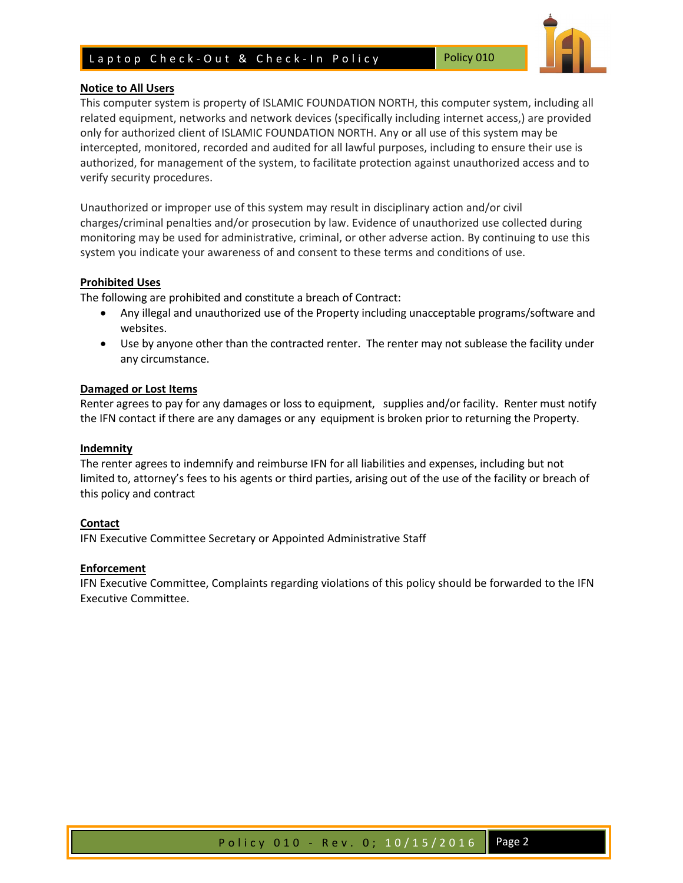**Notice to All Users**

This computer system is property of ISLAMIC FOUNDATION NORTH, this computer system, including all related equipment, networks and network devices (specifically including internet access,) are provided only for authorized client of ISLAMIC FOUNDATION NORTH. Any or all use of this system may be intercepted, monitored, recorded and audited for all lawful purposes, including to ensure their use is authorized, for management of the system, to facilitate protection against unauthorized access and to verify security procedures.

Unauthorized or improper use of this system may result in disciplinary action and/or civil charges/criminal penalties and/or prosecution by law. Evidence of unauthorized use collected during monitoring may be used for administrative, criminal, or other adverse action. By continuing to use this system you indicate your awareness of and consent to these terms and conditions of use.

**Prohibited Uses**

The following are prohibited and constitute a breach of Contract:

- Any illegal and unauthorized use of the Property including unacceptable programs/software and websites.
- Use by anyone other than the contracted renter. The renter may not sublease the facility under any circumstance.

**Damaged or Lost Items**

Renter agrees to pay for any damages or loss to equipment, supplies and/or facility. Renter must notify the IFN contact if there are any damages or any equipment is broken prior to returning the Property.

**Indemnity**

The renter agrees to indemnify and reimburse IFN for all liabilities and expenses, including but not limited to, attorney's fees to his agents or third parties, arising out of the use of the facility or breach of this policy and contract

**Contact**

IFN Executive Committee Secretary or Appointed Administrative Staff

**Enforcement**

IFN Executive Committee, Complaints regarding violations of this policy should be forwarded to the IFN Executive Committee.